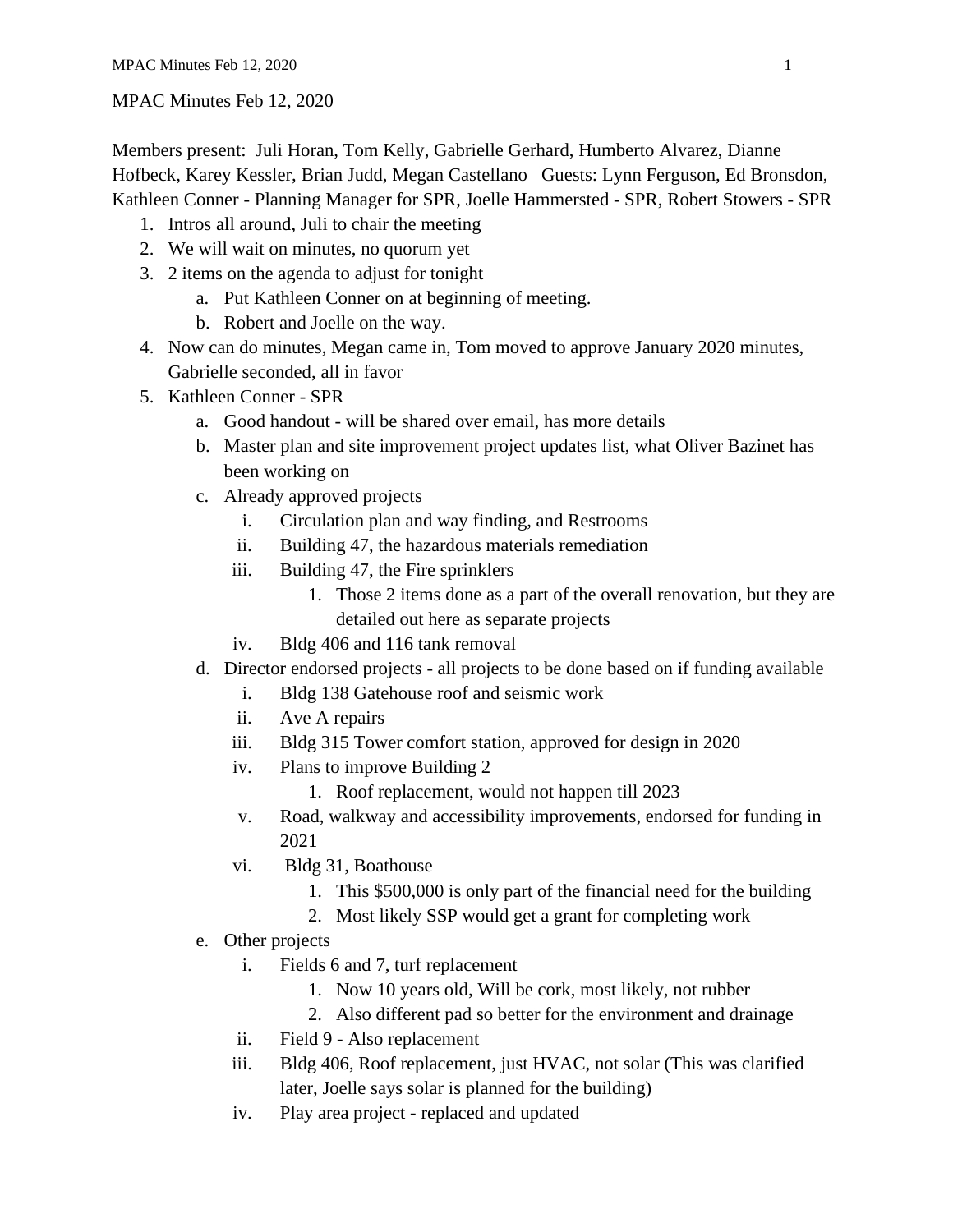MPAC Minutes Feb 12, 2020

Members present: Juli Horan, Tom Kelly, Gabrielle Gerhard, Humberto Alvarez, Dianne Hofbeck, Karey Kessler, Brian Judd, Megan Castellano Guests: Lynn Ferguson, Ed Bronsdon, Kathleen Conner - Planning Manager for SPR, Joelle Hammersted - SPR, Robert Stowers - SPR

1. Intros all around, Juli to chair the meeting
2. We will wait on minutes, no quorum yet
3. 2 items on the agenda to adjust for tonight
    a. Put Kathleen Conner on at beginning of meeting.
    b. Robert and Joelle on the way.
4. Now can do minutes, Megan came in, Tom moved to approve January 2020 minutes, Gabrielle seconded, all in favor
5. Kathleen Conner - SPR
    a. Good handout - will be shared over email, has more details
    b. Master plan and site improvement project updates list, what Oliver Bazinet has been working on
    c. Already approved projects
        i. Circulation plan and way finding, and Restrooms
        ii. Building 47, the hazardous materials remediation
        iii. Building 47, the Fire sprinklers
            1. Those 2 items done as a part of the overall renovation, but they are detailed out here as separate projects
        iv. Bldg 406 and 116 tank removal
    d. Director endorsed projects - all projects to be done based on if funding available
        i. Bldg 138 Gatehouse roof and seismic work
        ii. Ave A repairs
        iii. Bldg 315 Tower comfort station, approved for design in 2020
        iv. Plans to improve Building 2
            1. Roof replacement, would not happen till 2023
        v. Road, walkway and accessibility improvements, endorsed for funding in 2021
        vi. Bldg 31, Boathouse
            1. This $500,000 is only part of the financial need for the building
            2. Most likely SSP would get a grant for completing work
    e. Other projects
        i. Fields 6 and 7, turf replacement
            1. Now 10 years old, Will be cork, most likely, not rubber
            2. Also different pad so better for the environment and drainage
        ii. Field 9 - Also replacement
        iii. Bldg 406, Roof replacement, just HVAC, not solar (This was clarified later, Joelle says solar is planned for the building)
        iv. Play area project - replaced and updated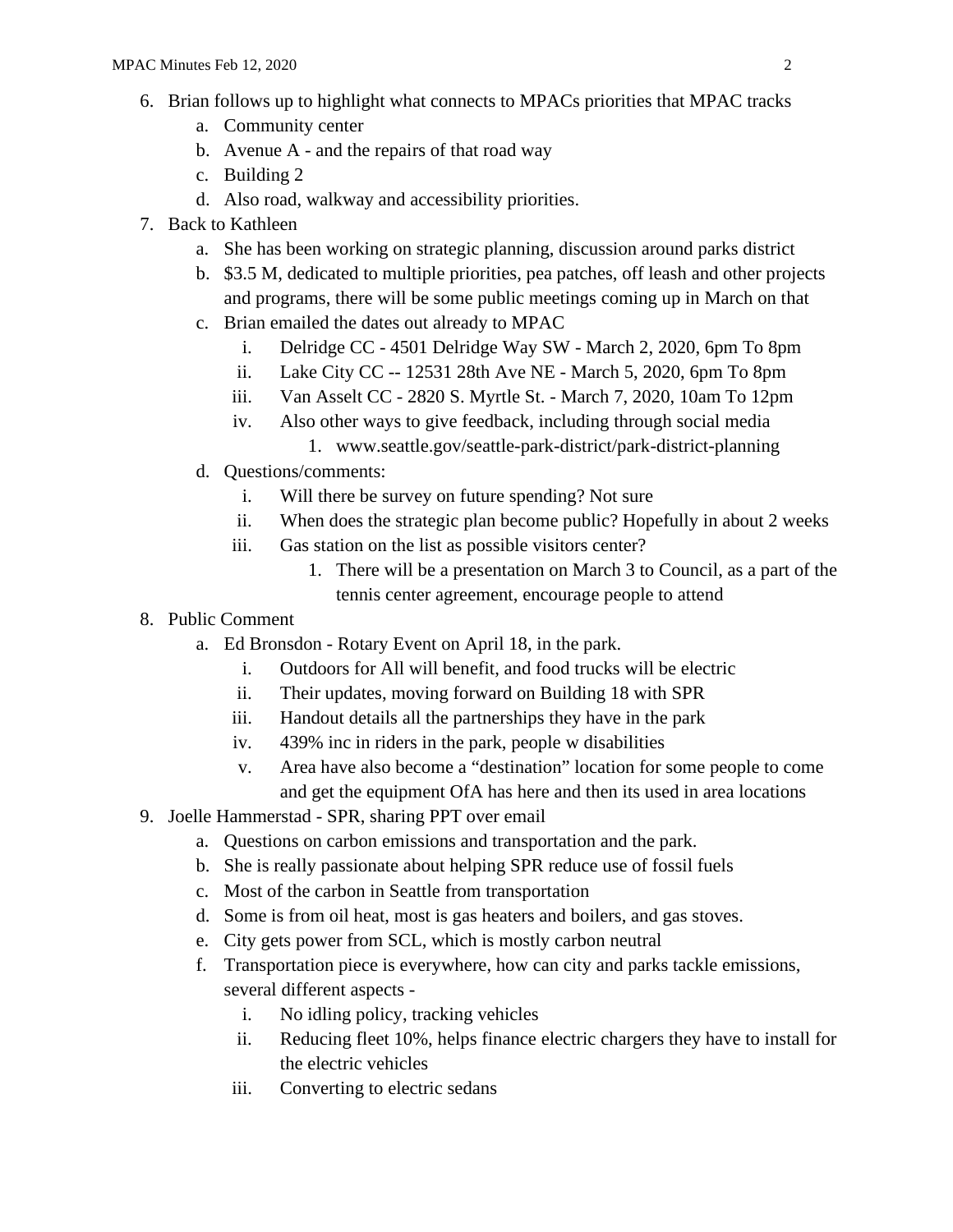6. Brian follows up to highlight what connects to MPACs priorities that MPAC tracks
    a. Community center
    b. Avenue A - and the repairs of that road way
    c. Building 2
    d. Also road, walkway and accessibility priorities.
7. Back to Kathleen
    a. She has been working on strategic planning, discussion around parks district
    b. $3.5 M, dedicated to multiple priorities, pea patches, off leash and other projects and programs, there will be some public meetings coming up in March on that
    c. Brian emailed the dates out already to MPAC
        i. Delridge CC - 4501 Delridge Way SW - March 2, 2020, 6pm To 8pm
        ii. Lake City CC -- 12531 28th Ave NE - March 5, 2020, 6pm To 8pm
        iii. Van Asselt CC - 2820 S. Myrtle St. - March 7, 2020, 10am To 12pm
        iv. Also other ways to give feedback, including through social media
            1. www.seattle.gov/seattle-park-district/park-district-planning
    d. Questions/comments:
        i. Will there be survey on future spending? Not sure
        ii. When does the strategic plan become public? Hopefully in about 2 weeks
        iii. Gas station on the list as possible visitors center?
            1. There will be a presentation on March 3 to Council, as a part of the tennis center agreement, encourage people to attend
8. Public Comment
    a. Ed Bronsdon - Rotary Event on April 18, in the park.
        i. Outdoors for All will benefit, and food trucks will be electric
        ii. Their updates, moving forward on Building 18 with SPR
        iii. Handout details all the partnerships they have in the park
        iv. 439% inc in riders in the park, people w disabilities
        v. Area have also become a “destination” location for some people to come and get the equipment OfA has here and then its used in area locations
9. Joelle Hammerstad - SPR, sharing PPT over email
    a. Questions on carbon emissions and transportation and the park.
    b. She is really passionate about helping SPR reduce use of fossil fuels
    c. Most of the carbon in Seattle from transportation
    d. Some is from oil heat, most is gas heaters and boilers, and gas stoves.
    e. City gets power from SCL, which is mostly carbon neutral
    f. Transportation piece is everywhere, how can city and parks tackle emissions, several different aspects -
        i. No idling policy, tracking vehicles
        ii. Reducing fleet 10%, helps finance electric chargers they have to install for the electric vehicles
        iii. Converting to electric sedans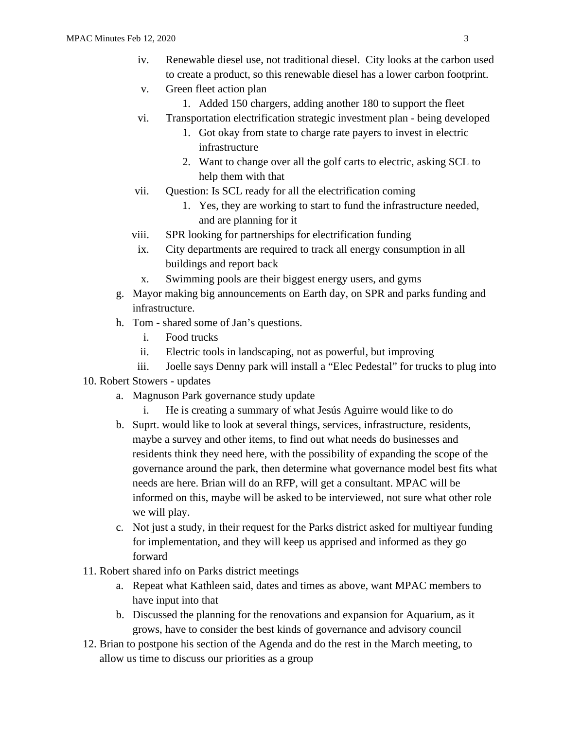iv. Renewable diesel use, not traditional diesel. City looks at the carbon used to create a product, so this renewable diesel has a lower carbon footprint.
   v. Green fleet action plan
      1. Added 150 chargers, adding another 180 to support the fleet
   vi. Transportation electrification strategic investment plan - being developed
      1. Got okay from state to charge rate payers to invest in electric infrastructure
      2. Want to change over all the golf carts to electric, asking SCL to help them with that
   vii. Question: Is SCL ready for all the electrification coming
      1. Yes, they are working to start to fund the infrastructure needed, and are planning for it
   viii. SPR looking for partnerships for electrification funding
   ix. City departments are required to track all energy consumption in all buildings and report back
   x. Swimming pools are their biggest energy users, and gyms

g. Mayor making big announcements on Earth day, on SPR and parks funding and infrastructure.

h. Tom - shared some of Jan's questions.
   i. Food trucks
   ii. Electric tools in landscaping, not as powerful, but improving
   iii. Joelle says Denny park will install a "Elec Pedestal" for trucks to plug into

10. Robert Stowers - updates
   a. Magnuson Park governance study update
      i. He is creating a summary of what Jesús Aguirre would like to do
   b. Suprt. would like to look at several things, services, infrastructure, residents, maybe a survey and other items, to find out what needs do businesses and residents think they need here, with the possibility of expanding the scope of the governance around the park, then determine what governance model best fits what needs are here. Brian will do an RFP, will get a consultant. MPAC will be informed on this, maybe will be asked to be interviewed, not sure what other role we will play.
   c. Not just a study, in their request for the Parks district asked for multiyear funding for implementation, and they will keep us apprised and informed as they go forward

11. Robert shared info on Parks district meetings
   a. Repeat what Kathleen said, dates and times as above, want MPAC members to have input into that
   b. Discussed the planning for the renovations and expansion for Aquarium, as it grows, have to consider the best kinds of governance and advisory council

12. Brian to postpone his section of the Agenda and do the rest in the March meeting, to allow us time to discuss our priorities as a group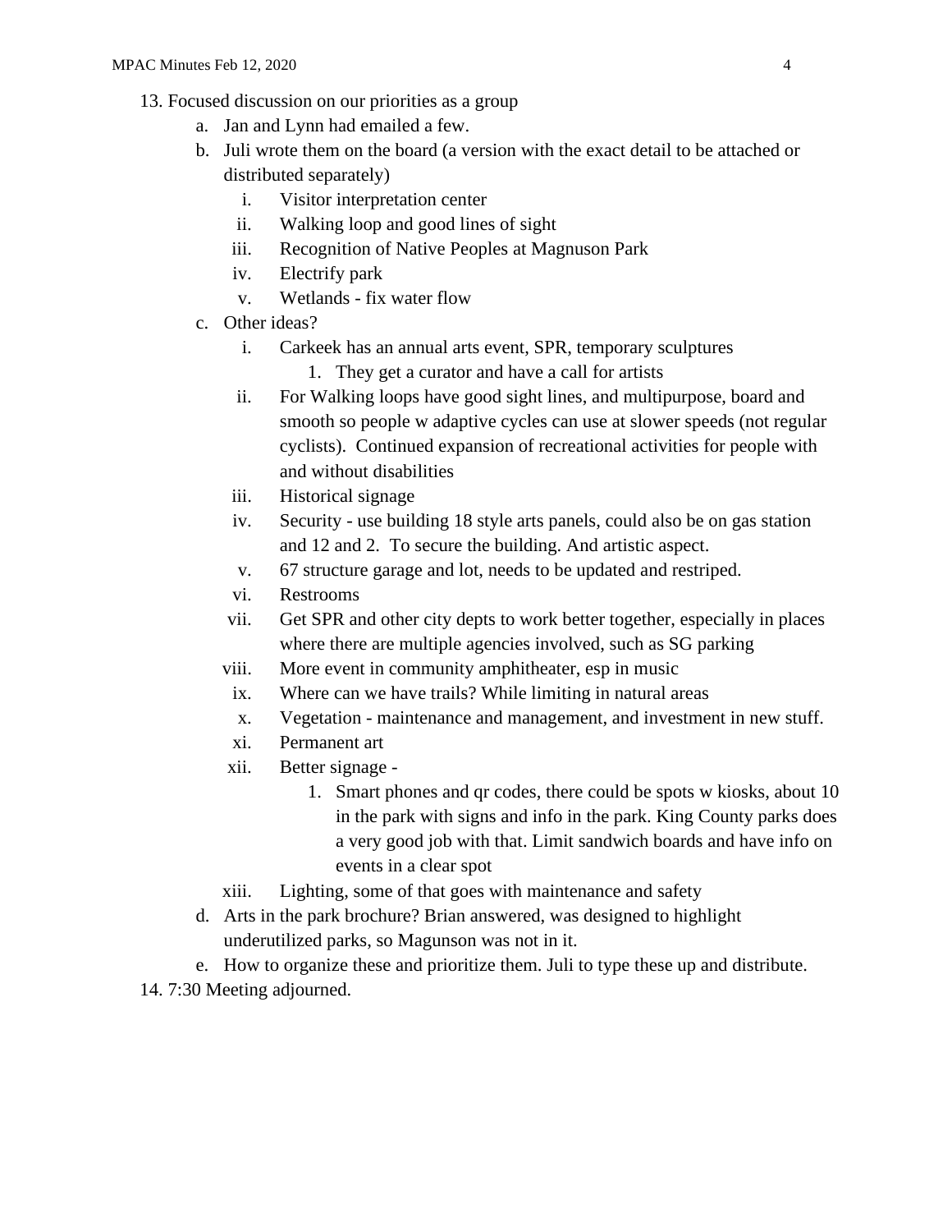13. Focused discussion on our priorities as a group
    a. Jan and Lynn had emailed a few.
    b. Juli wrote them on the board (a version with the exact detail to be attached or distributed separately)
        i. Visitor interpretation center
        ii. Walking loop and good lines of sight
        iii. Recognition of Native Peoples at Magnuson Park
        iv. Electrify park
        v. Wetlands - fix water flow
    c. Other ideas?
        i. Carkeek has an annual arts event, SPR, temporary sculptures
            1. They get a curator and have a call for artists
        ii. For Walking loops have good sight lines, and multipurpose, board and smooth so people w adaptive cycles can use at slower speeds (not regular cyclists). Continued expansion of recreational activities for people with and without disabilities
        iii. Historical signage
        iv. Security - use building 18 style arts panels, could also be on gas station and 12 and 2. To secure the building. And artistic aspect.
        v. 67 structure garage and lot, needs to be updated and restriped.
        vi. Restrooms
        vii. Get SPR and other city depts to work better together, especially in places where there are multiple agencies involved, such as SG parking
        viii. More event in community amphitheater, esp in music
        ix. Where can we have trails? While limiting in natural areas
        x. Vegetation - maintenance and management, and investment in new stuff.
        xi. Permanent art
        xii. Better signage -
            1. Smart phones and qr codes, there could be spots w kiosks, about 10 in the park with signs and info in the park. King County parks does a very good job with that. Limit sandwich boards and have info on events in a clear spot
        xiii. Lighting, some of that goes with maintenance and safety
    d. Arts in the park brochure? Brian answered, was designed to highlight underutilized parks, so Magunson was not in it.
    e. How to organize these and prioritize them. Juli to type these up and distribute.
14. 7:30 Meeting adjourned.